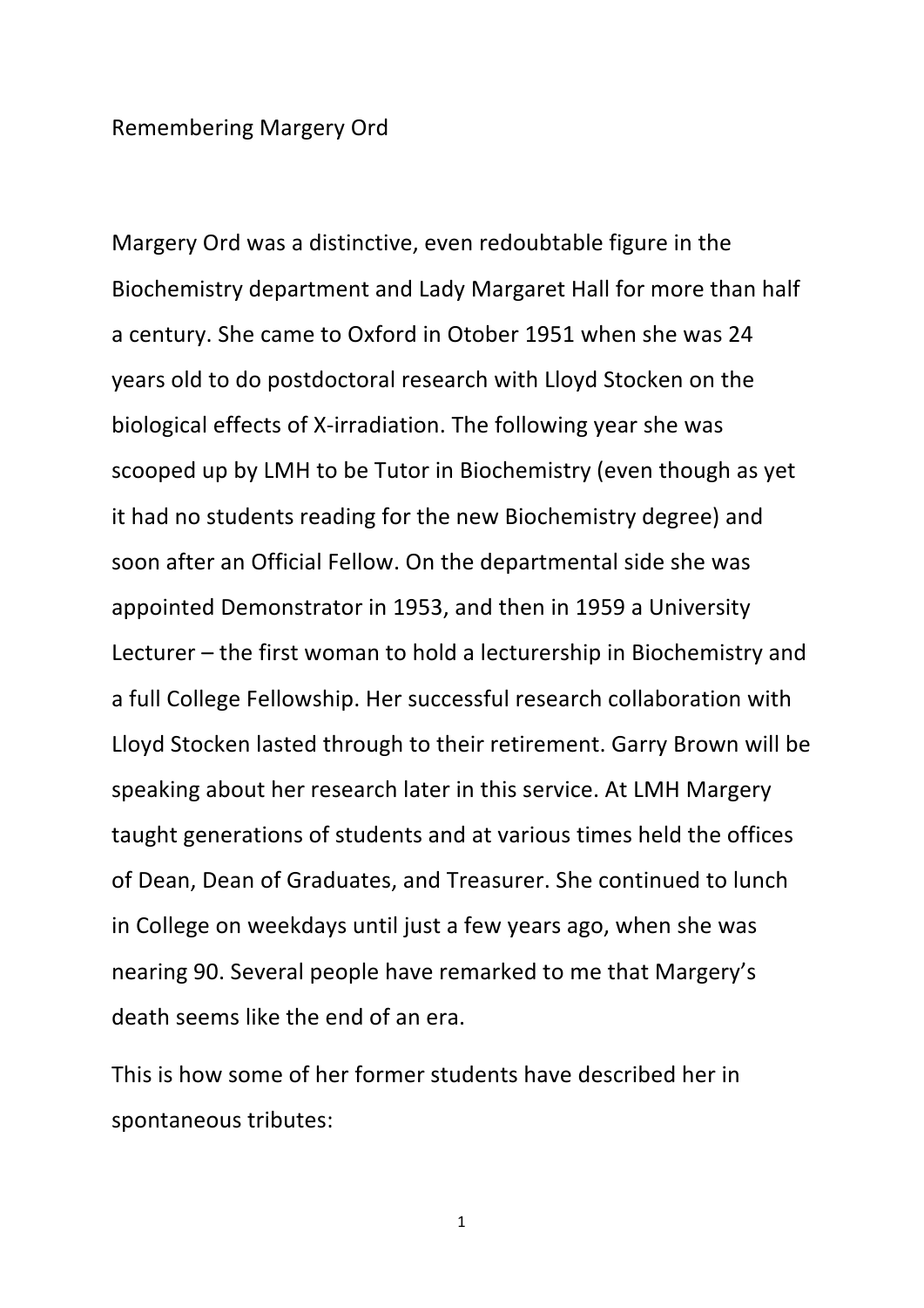# Remembering Margery Ord

Margery Ord was a distinctive, even redoubtable figure in the Biochemistry department and Lady Margaret Hall for more than half a century. She came to Oxford in Otober 1951 when she was 24 years old to do postdoctoral research with Lloyd Stocken on the biological effects of X-irradiation. The following year she was scooped up by LMH to be Tutor in Biochemistry (even though as yet it had no students reading for the new Biochemistry degree) and soon after an Official Fellow. On the departmental side she was appointed Demonstrator in 1953, and then in 1959 a University Lecturer – the first woman to hold a lecturership in Biochemistry and a full College Fellowship. Her successful research collaboration with Lloyd Stocken lasted through to their retirement. Garry Brown will be speaking about her research later in this service. At LMH Margery taught generations of students and at various times held the offices of Dean, Dean of Graduates, and Treasurer. She continued to lunch in College on weekdays until just a few years ago, when she was nearing 90. Several people have remarked to me that Margery's death seems like the end of an era.

This is how some of her former students have described her in spontaneous tributes: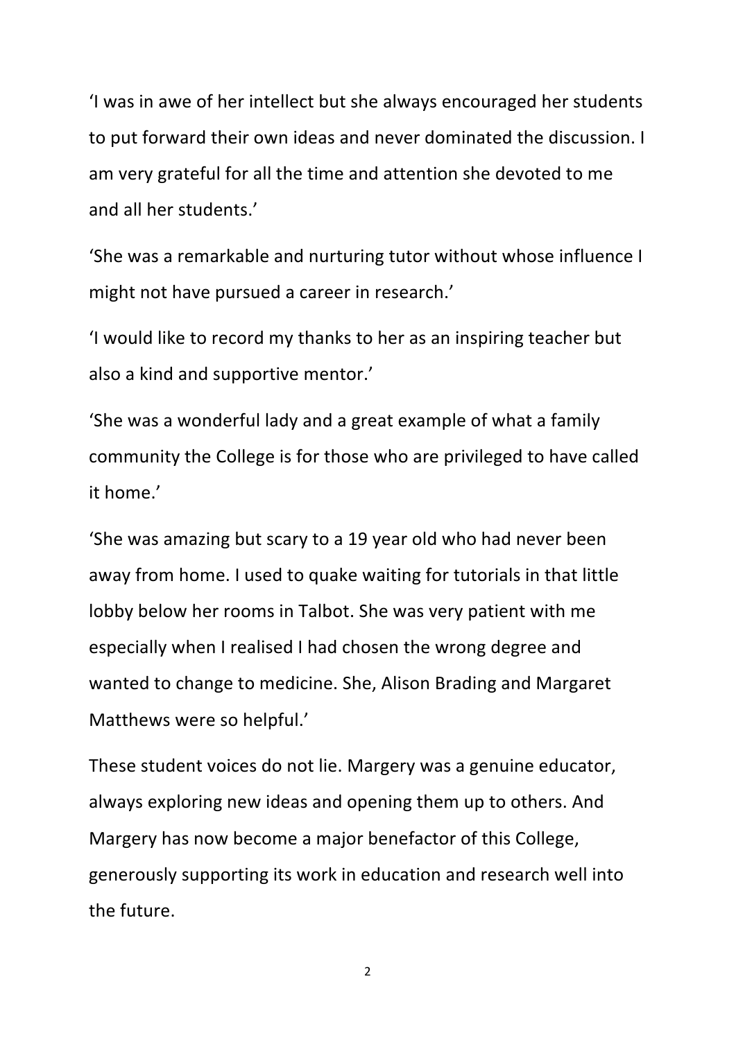'I was in awe of her intellect but she always encouraged her students to put forward their own ideas and never dominated the discussion. I am very grateful for all the time and attention she devoted to me and all her students.'

'She was a remarkable and nurturing tutor without whose influence I might not have pursued a career in research.'

'I would like to record my thanks to her as an inspiring teacher but also a kind and supportive mentor.'

'She was a wonderful lady and a great example of what a family community the College is for those who are privileged to have called it home.'

'She was amazing but scary to a 19 year old who had never been away from home. I used to quake waiting for tutorials in that little lobby below her rooms in Talbot. She was very patient with me especially when I realised I had chosen the wrong degree and wanted to change to medicine. She, Alison Brading and Margaret Matthews were so helpful.'

These student voices do not lie. Margery was a genuine educator, always exploring new ideas and opening them up to others. And Margery has now become a major benefactor of this College, generously supporting its work in education and research well into the future.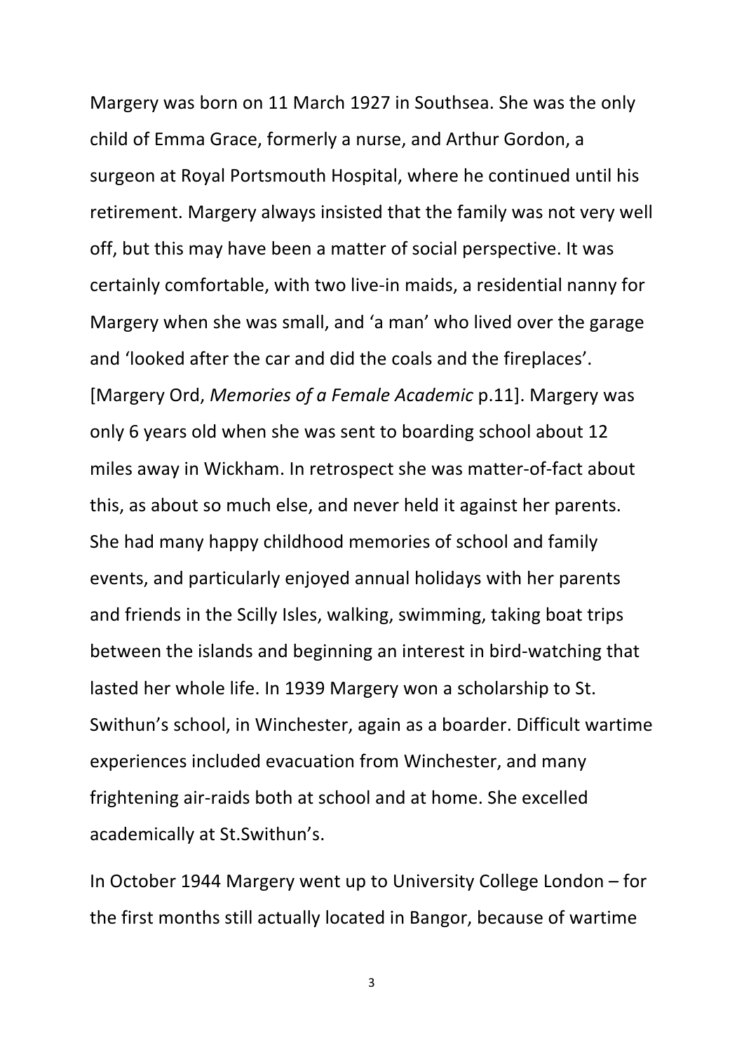Margery was born on 11 March 1927 in Southsea. She was the only child of Emma Grace, formerly a nurse, and Arthur Gordon, a surgeon at Royal Portsmouth Hospital, where he continued until his retirement. Margery always insisted that the family was not very well off, but this may have been a matter of social perspective. It was certainly comfortable, with two live-in maids, a residential nanny for Margery when she was small, and 'a man' who lived over the garage and 'looked after the car and did the coals and the fireplaces'. [Margery Ord, *Memories of a Female Academic* p.11]. Margery was only 6 years old when she was sent to boarding school about 12 miles away in Wickham. In retrospect she was matter-of-fact about this, as about so much else, and never held it against her parents. She had many happy childhood memories of school and family events, and particularly enjoyed annual holidays with her parents and friends in the Scilly Isles, walking, swimming, taking boat trips between the islands and beginning an interest in bird-watching that lasted her whole life. In 1939 Margery won a scholarship to St. Swithun's school, in Winchester, again as a boarder. Difficult wartime experiences included evacuation from Winchester, and many frightening air-raids both at school and at home. She excelled academically at St.Swithun's.

In October 1944 Margery went up to University College London – for the first months still actually located in Bangor, because of wartime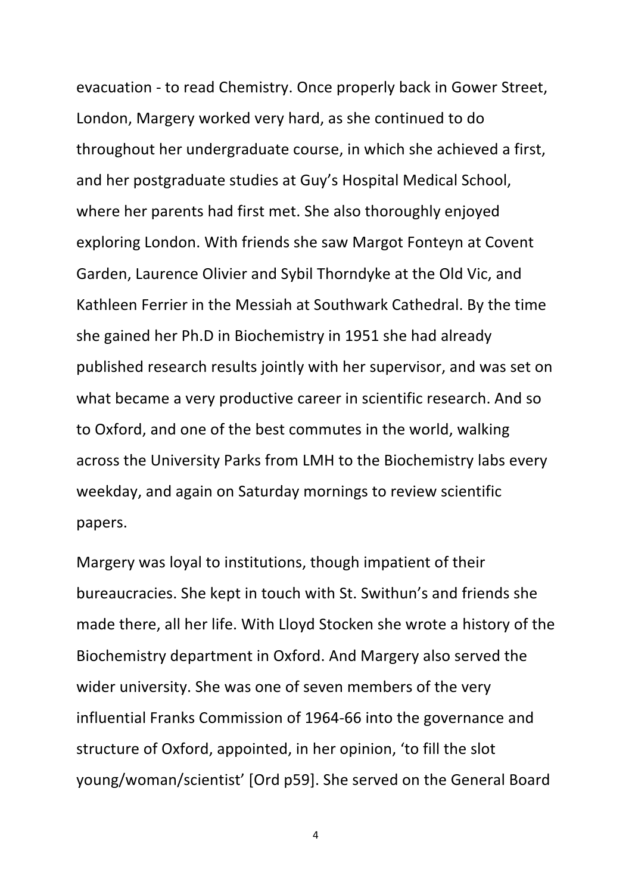evacuation - to read Chemistry. Once properly back in Gower Street, London, Margery worked very hard, as she continued to do throughout her undergraduate course, in which she achieved a first, and her postgraduate studies at Guy's Hospital Medical School, where her parents had first met. She also thoroughly enjoyed exploring London. With friends she saw Margot Fonteyn at Covent Garden, Laurence Olivier and Sybil Thorndyke at the Old Vic, and Kathleen Ferrier in the Messiah at Southwark Cathedral. By the time she gained her Ph.D in Biochemistry in 1951 she had already published research results jointly with her supervisor, and was set on what became a very productive career in scientific research. And so to Oxford, and one of the best commutes in the world, walking across the University Parks from LMH to the Biochemistry labs every weekday, and again on Saturday mornings to review scientific papers.

Margery was loyal to institutions, though impatient of their bureaucracies. She kept in touch with St. Swithun's and friends she made there, all her life. With Lloyd Stocken she wrote a history of the Biochemistry department in Oxford. And Margery also served the wider university. She was one of seven members of the very influential Franks Commission of 1964-66 into the governance and structure of Oxford, appointed, in her opinion, 'to fill the slot young/woman/scientist' [Ord p59]. She served on the General Board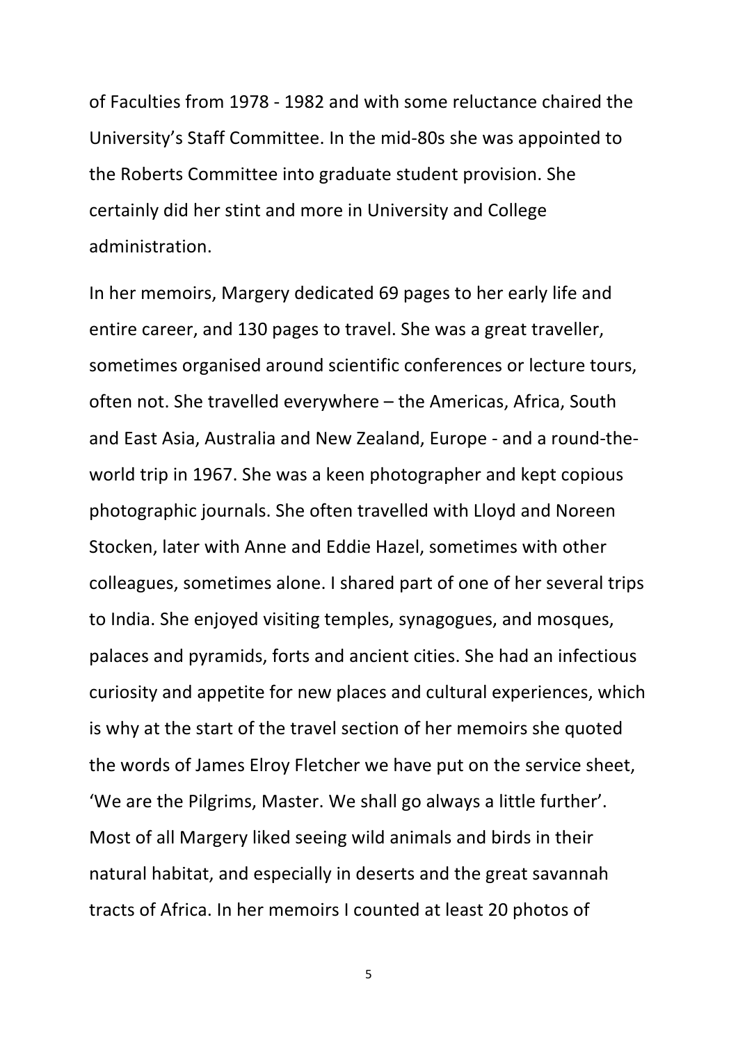of Faculties from 1978 - 1982 and with some reluctance chaired the University's Staff Committee. In the mid-80s she was appointed to the Roberts Committee into graduate student provision. She certainly did her stint and more in University and College administration.

In her memoirs, Margery dedicated 69 pages to her early life and entire career, and 130 pages to travel. She was a great traveller, sometimes organised around scientific conferences or lecture tours, often not. She travelled everywhere – the Americas, Africa, South and East Asia, Australia and New Zealand, Europe - and a round-the-world trip in 1967. She was a keen photographer and kept copious photographic journals. She often travelled with Lloyd and Noreen Stocken, later with Anne and Eddie Hazel, sometimes with other colleagues, sometimes alone. I shared part of one of her several trips to India. She enjoyed visiting temples, synagogues, and mosques, palaces and pyramids, forts and ancient cities. She had an infectious curiosity and appetite for new places and cultural experiences, which is why at the start of the travel section of her memoirs she quoted the words of James Elroy Fletcher we have put on the service sheet, 'We are the Pilgrims, Master. We shall go always a little further'. Most of all Margery liked seeing wild animals and birds in their natural habitat, and especially in deserts and the great savannah tracts of Africa. In her memoirs I counted at least 20 photos of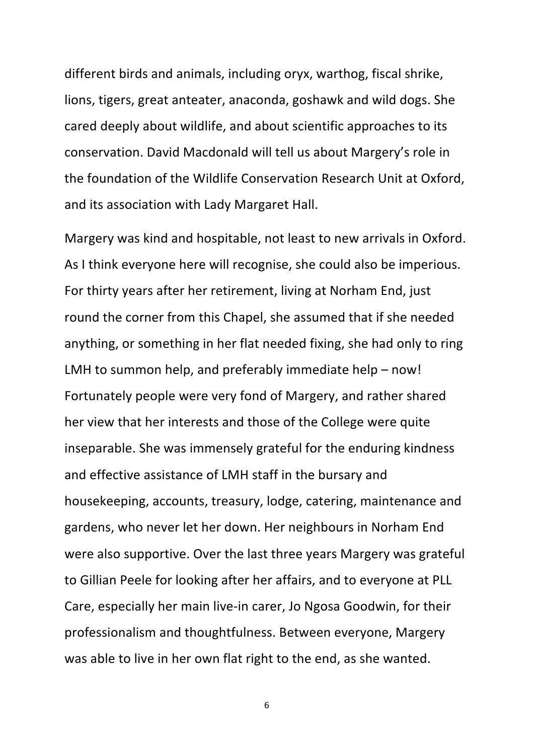different birds and animals, including oryx, warthog, fiscal shrike, lions, tigers, great anteater, anaconda, goshawk and wild dogs. She cared deeply about wildlife, and about scientific approaches to its conservation. David Macdonald will tell us about Margery's role in the foundation of the Wildlife Conservation Research Unit at Oxford, and its association with Lady Margaret Hall.

Margery was kind and hospitable, not least to new arrivals in Oxford. As I think everyone here will recognise, she could also be imperious. For thirty years after her retirement, living at Norham End, just round the corner from this Chapel, she assumed that if she needed anything, or something in her flat needed fixing, she had only to ring LMH to summon help, and preferably immediate help – now! Fortunately people were very fond of Margery, and rather shared her view that her interests and those of the College were quite inseparable. She was immensely grateful for the enduring kindness and effective assistance of LMH staff in the bursary and housekeeping, accounts, treasury, lodge, catering, maintenance and gardens, who never let her down. Her neighbours in Norham End were also supportive. Over the last three years Margery was grateful to Gillian Peele for looking after her affairs, and to everyone at PLL Care, especially her main live-in carer, Jo Ngosa Goodwin, for their professionalism and thoughtfulness. Between everyone, Margery was able to live in her own flat right to the end, as she wanted.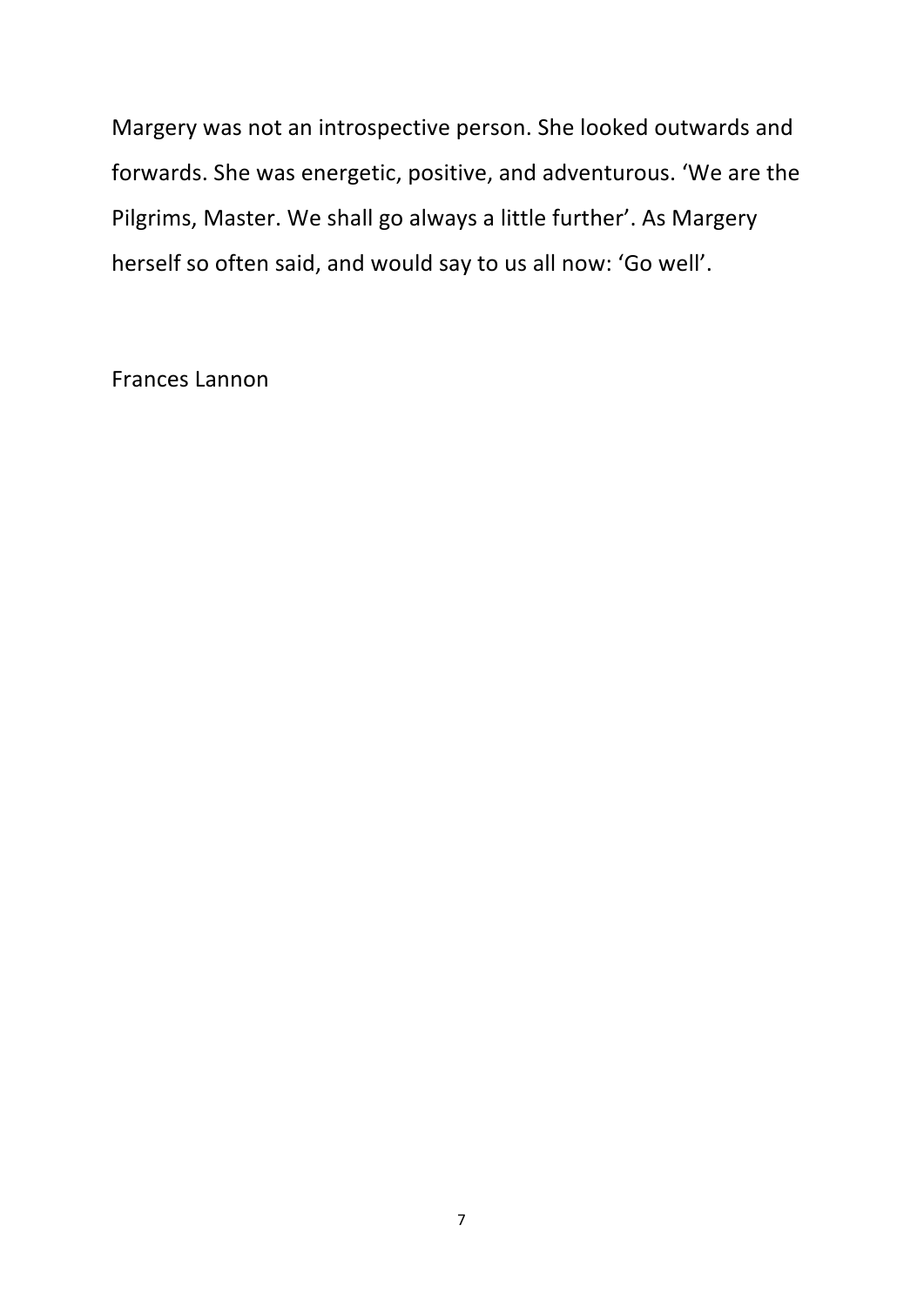Margery was not an introspective person. She looked outwards and forwards. She was energetic, positive, and adventurous. 'We are the Pilgrims, Master. We shall go always a little further'. As Margery herself so often said, and would say to us all now: 'Go well'.

Frances Lannon